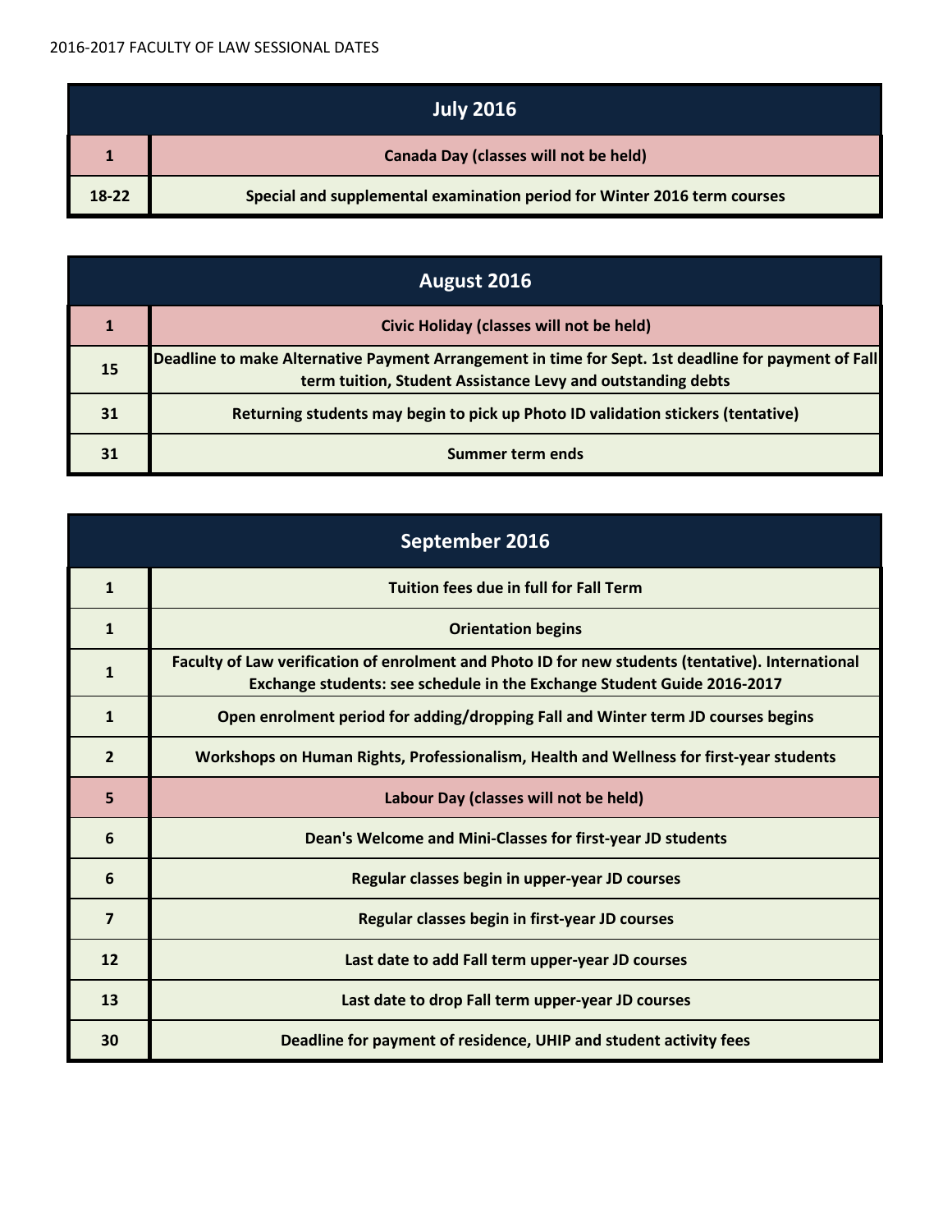2016-2017 FACULTY OF LAW SESSIONAL DATES

| July 2016 | |
|---|---|
| 1 | Canada Day (classes will not be held) |
| 18-22 | Special and supplemental examination period for Winter 2016 term courses |

| August 2016 | |
|---|---|
| 1 | Civic Holiday (classes will not be held) |
| 15 | Deadline to make Alternative Payment Arrangement in time for Sept. 1st deadline for payment of Fall term tuition, Student Assistance Levy and outstanding debts |
| 31 | Returning students may begin to pick up Photo ID validation stickers (tentative) |
| 31 | Summer term ends |

| September 2016 | |
|---|---|
| 1 | Tuition fees due in full for Fall Term |
| 1 | Orientation begins |
| 1 | Faculty of Law verification of enrolment and Photo ID for new students (tentative). International Exchange students: see schedule in the Exchange Student Guide 2016-2017 |
| 1 | Open enrolment period for adding/dropping Fall and Winter term JD courses begins |
| 2 | Workshops on Human Rights, Professionalism, Health and Wellness for first-year students |
| 5 | Labour Day (classes will not be held) |
| 6 | Dean's Welcome and Mini-Classes for first-year JD students |
| 6 | Regular classes begin in upper-year JD courses |
| 7 | Regular classes begin in first-year JD courses |
| 12 | Last date to add Fall term upper-year JD courses |
| 13 | Last date to drop Fall term upper-year JD courses |
| 30 | Deadline for payment of residence, UHIP and student activity fees |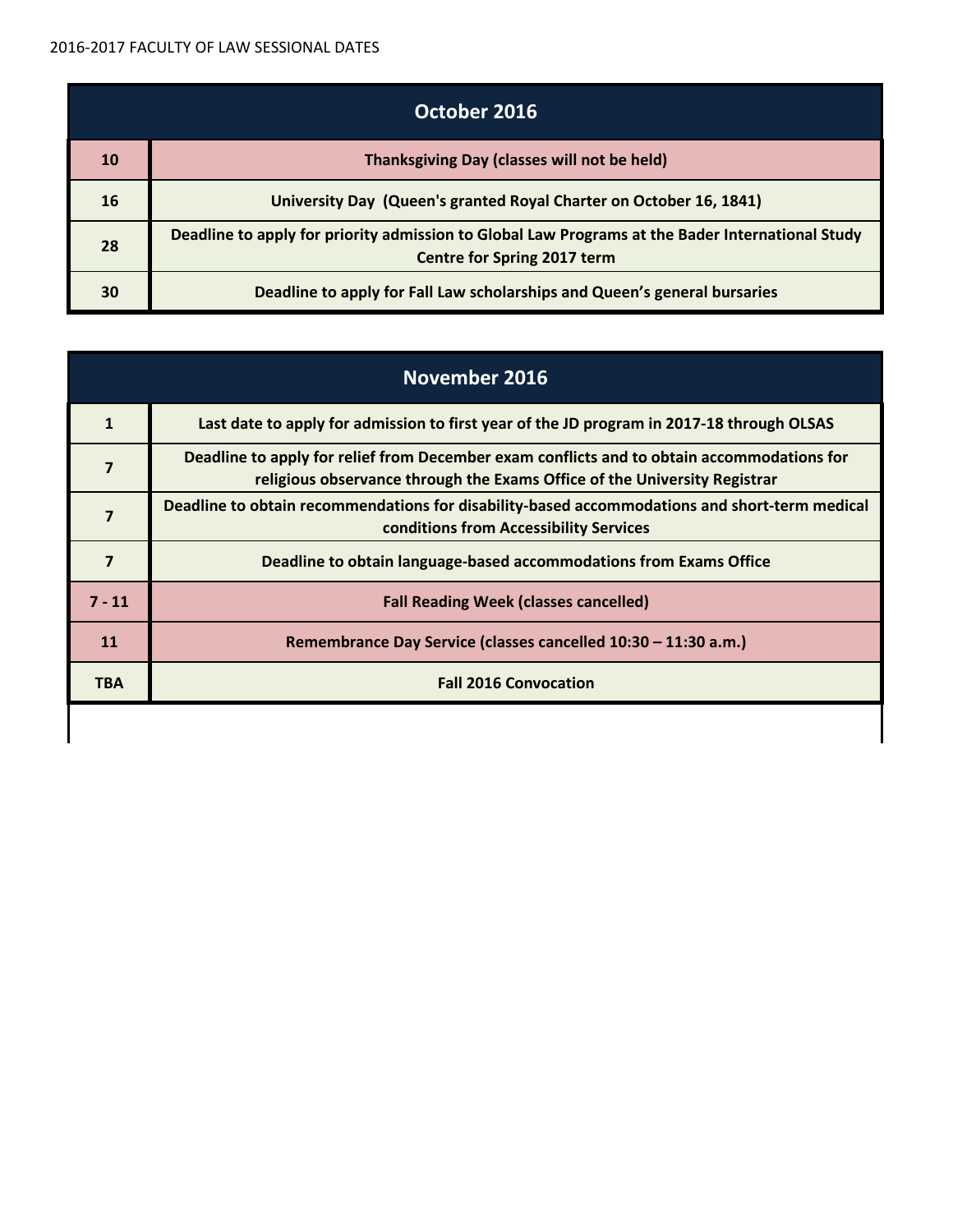2016-2017 FACULTY OF LAW SESSIONAL DATES

| October 2016 | |
|---|---|
| **10** | **Thanksgiving Day (classes will not be held)** |
| **16** | **University Day (Queen's granted Royal Charter on October 16, 1841)** |
| **28** | **Deadline to apply for priority admission to Global Law Programs at the Bader International Study Centre for Spring 2017 term** |
| **30** | **Deadline to apply for Fall Law scholarships and Queen's general bursaries** |

| November 2016 | |
|---|---|
| **1** | **Last date to apply for admission to first year of the JD program in 2017-18 through OLSAS** |
| **7** | **Deadline to apply for relief from December exam conflicts and to obtain accommodations for religious observance through the Exams Office of the University Registrar** |
| **7** | **Deadline to obtain recommendations for disability-based accommodations and short-term medical conditions from Accessibility Services** |
| **7** | **Deadline to obtain language-based accommodations from Exams Office** |
| **7 - 11** | **Fall Reading Week (classes cancelled)** |
| **11** | **Remembrance Day Service (classes cancelled 10:30 – 11:30 a.m.)** |
| **TBA** | **Fall 2016 Convocation** |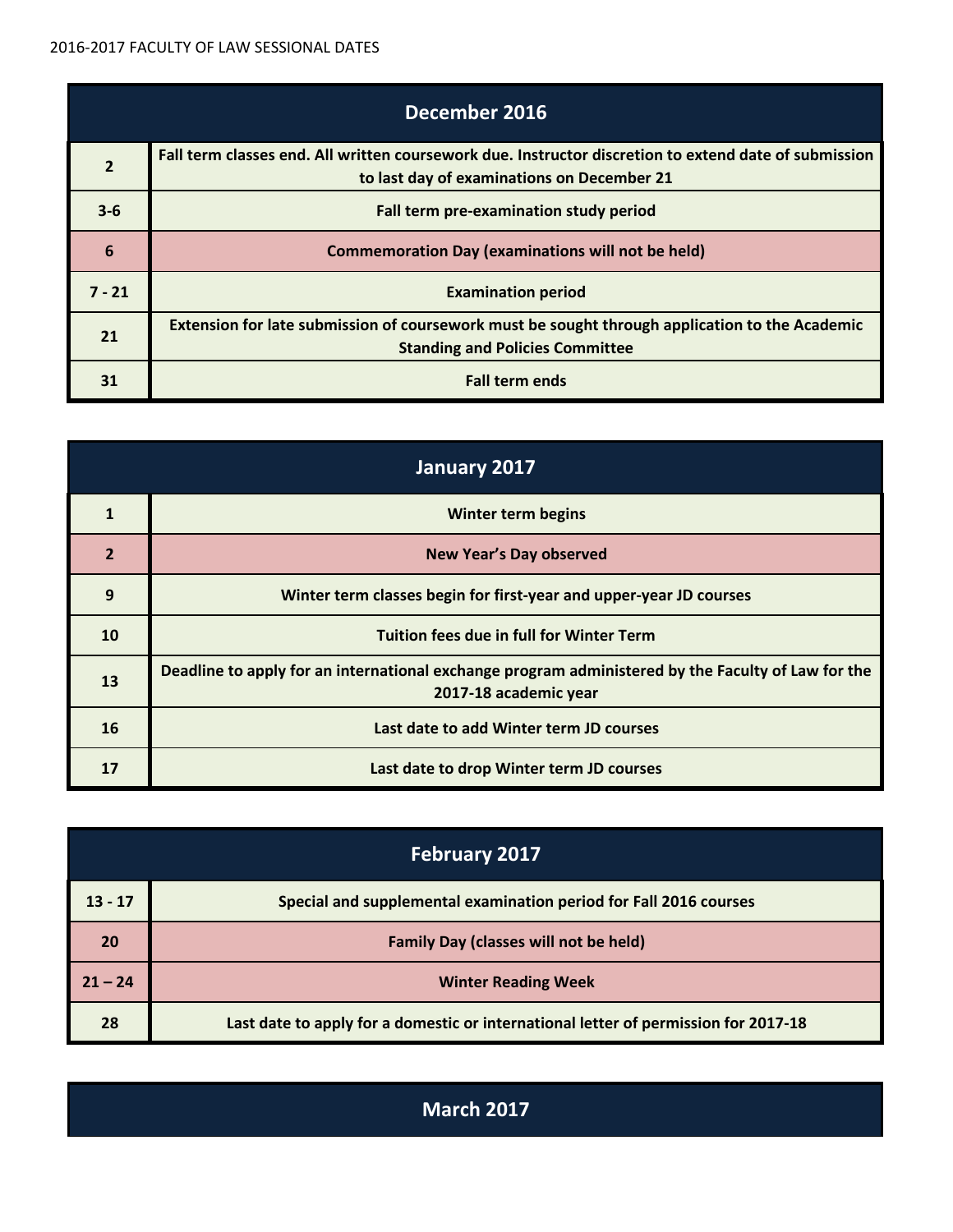2016-2017 FACULTY OF LAW SESSIONAL DATES

| December 2016 | |
|---|---|
| 2 | Fall term classes end. All written coursework due. Instructor discretion to extend date of submission to last day of examinations on December 21 |
| 3-6 | Fall term pre-examination study period |
| 6 | Commemoration Day (examinations will not be held) |
| 7 - 21 | Examination period |
| 21 | Extension for late submission of coursework must be sought through application to the Academic Standing and Policies Committee |
| 31 | Fall term ends |

| January 2017 | |
|---|---|
| 1 | Winter term begins |
| 2 | New Year's Day observed |
| 9 | Winter term classes begin for first-year and upper-year JD courses |
| 10 | Tuition fees due in full for Winter Term |
| 13 | Deadline to apply for an international exchange program administered by the Faculty of Law for the 2017-18 academic year |
| 16 | Last date to add Winter term JD courses |
| 17 | Last date to drop Winter term JD courses |

| February 2017 | |
|---|---|
| 13 - 17 | Special and supplemental examination period for Fall 2016 courses |
| 20 | Family Day (classes will not be held) |
| 21 – 24 | Winter Reading Week |
| 28 | Last date to apply for a domestic or international letter of permission for 2017-18 |

| March 2017 | |
|---|---|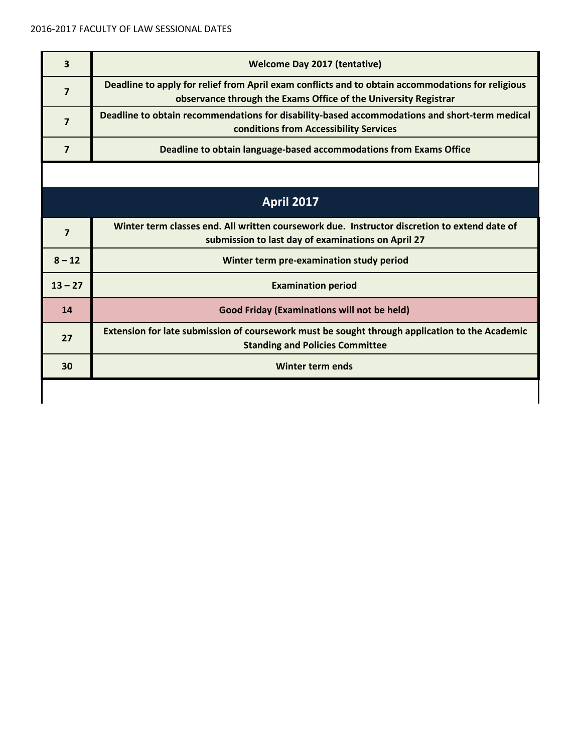| | |
|---|---|
| 3 | Welcome Day 2017 (tentative) |
| 7 | Deadline to apply for relief from April exam conflicts and to obtain accommodations for religious observance through the Exams Office of the University Registrar |
| 7 | Deadline to obtain recommendations for disability-based accommodations and short-term medical conditions from Accessibility Services |
| 7 | Deadline to obtain language-based accommodations from Exams Office |

## April 2017

| | |
|---|---|
| 7 | Winter term classes end. All written coursework due. Instructor discretion to extend date of submission to last day of examinations on April 27 |
| 8 – 12 | Winter term pre-examination study period |
| 13 – 27 | Examination period |
| 14 | Good Friday (Examinations will not be held) |
| 27 | Extension for late submission of coursework must be sought through application to the Academic Standing and Policies Committee |
| 30 | Winter term ends |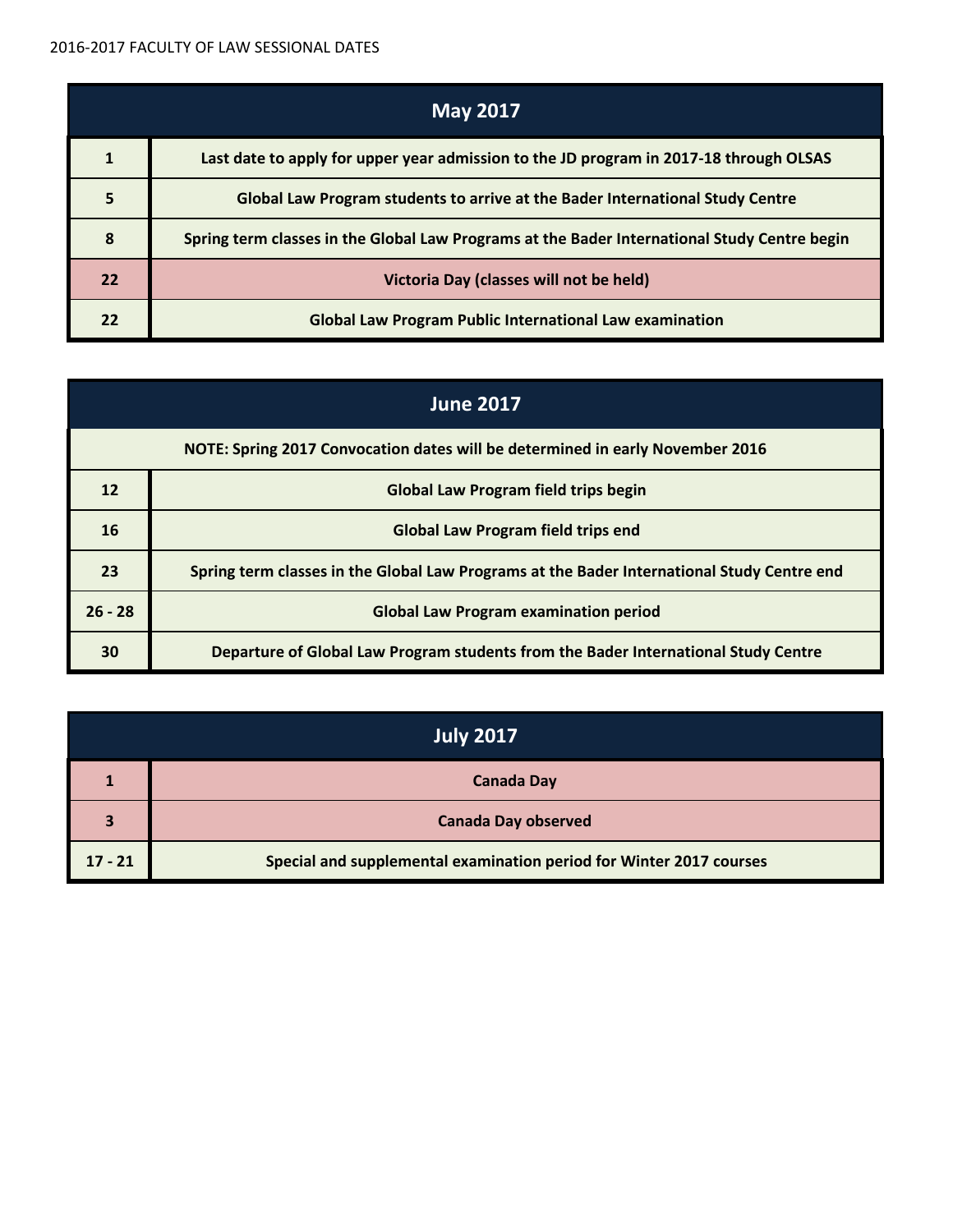2016-2017 FACULTY OF LAW SESSIONAL DATES

| May 2017 | |
|---|---|
| 1 | Last date to apply for upper year admission to the JD program in 2017-18 through OLSAS |
| 5 | Global Law Program students to arrive at the Bader International Study Centre |
| 8 | Spring term classes in the Global Law Programs at the Bader International Study Centre begin |
| 22 | Victoria Day (classes will not be held) |
| 22 | Global Law Program Public International Law examination |

| June 2017 | |
|---|---|
| NOTE: Spring 2017 Convocation dates will be determined in early November 2016 | |
| 12 | Global Law Program field trips begin |
| 16 | Global Law Program field trips end |
| 23 | Spring term classes in the Global Law Programs at the Bader International Study Centre end |
| 26 - 28 | Global Law Program examination period |
| 30 | Departure of Global Law Program students from the Bader International Study Centre |

| July 2017 | |
|---|---|
| 1 | Canada Day |
| 3 | Canada Day observed |
| 17 - 21 | Special and supplemental examination period for Winter 2017 courses |